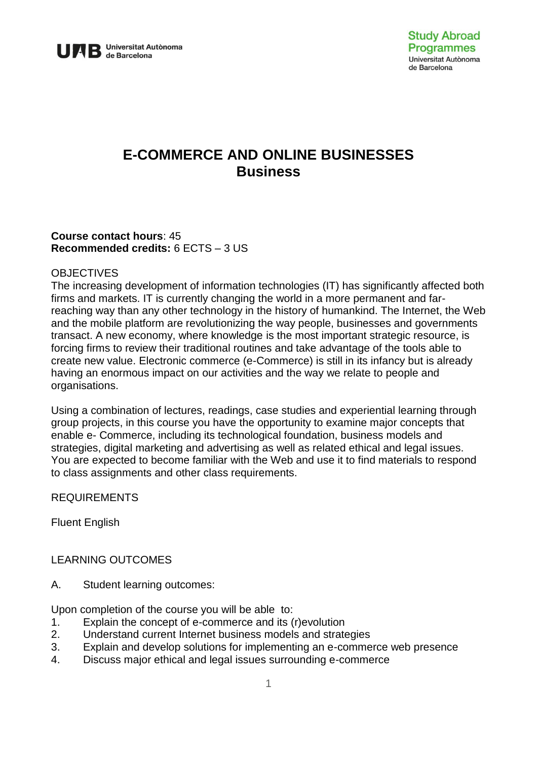# E-COMMERCE AND ONLINE BUSINESSES
## Business

**Course contact hours**: 45
**Recommended credits:** 6 ECTS – 3 US

OBJECTIVES

The increasing development of information technologies (IT) has significantly affected both firms and markets. IT is currently changing the world in a more permanent and far-reaching way than any other technology in the history of humankind. The Internet, the Web and the mobile platform are revolutionizing the way people, businesses and governments transact. A new economy, where knowledge is the most important strategic resource, is forcing firms to review their traditional routines and take advantage of the tools able to create new value. Electronic commerce (e-Commerce) is still in its infancy but is already having an enormous impact on our activities and the way we relate to people and organisations.

Using a combination of lectures, readings, case studies and experiential learning through group projects, in this course you have the opportunity to examine major concepts that enable e- Commerce, including its technological foundation, business models and strategies, digital marketing and advertising as well as related ethical and legal issues. You are expected to become familiar with the Web and use it to find materials to respond to class assignments and other class requirements.

REQUIREMENTS

Fluent English

LEARNING OUTCOMES

A. Student learning outcomes:

Upon completion of the course you will be able to:

1. Explain the concept of e-commerce and its (r)evolution
2. Understand current Internet business models and strategies
3. Explain and develop solutions for implementing an e-commerce web presence
4. Discuss major ethical and legal issues surrounding e-commerce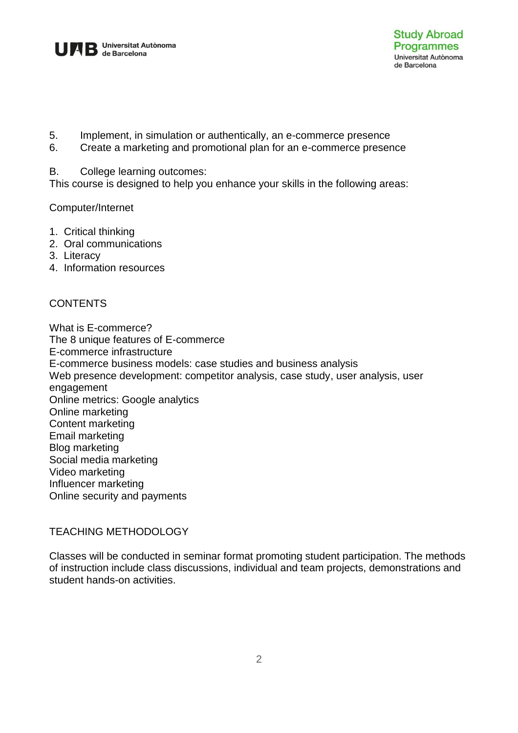5. Implement, in simulation or authentically, an e-commerce presence
6. Create a marketing and promotional plan for an e-commerce presence

B. College learning outcomes:

This course is designed to help you enhance your skills in the following areas:

Computer/Internet

1. Critical thinking
2. Oral communications
3. Literacy
4. Information resources

## CONTENTS

What is E-commerce?
The 8 unique features of E-commerce
E-commerce infrastructure
E-commerce business models: case studies and business analysis
Web presence development: competitor analysis, case study, user analysis, user engagement
Online metrics: Google analytics
Online marketing
Content marketing
Email marketing
Blog marketing
Social media marketing
Video marketing
Influencer marketing
Online security and payments

## TEACHING METHODOLOGY

Classes will be conducted in seminar format promoting student participation. The methods of instruction include class discussions, individual and team projects, demonstrations and student hands-on activities.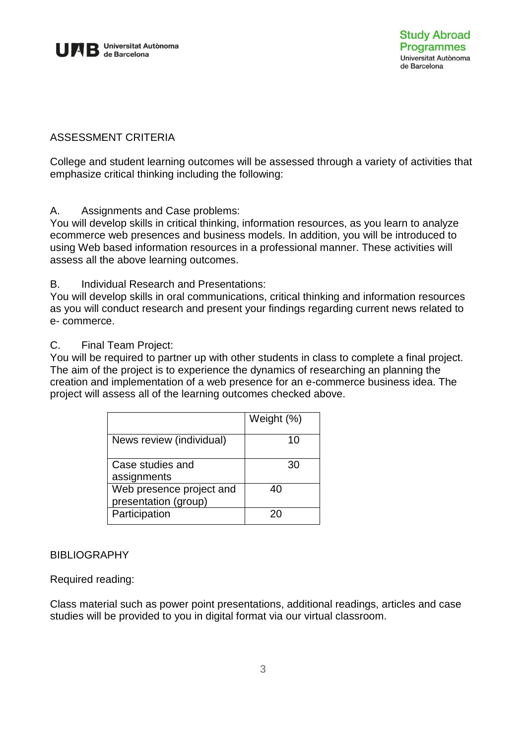## ASSESSMENT CRITERIA

College and student learning outcomes will be assessed through a variety of activities that emphasize critical thinking including the following:

A. Assignments and Case problems:
You will develop skills in critical thinking, information resources, as you learn to analyze ecommerce web presences and business models. In addition, you will be introduced to using Web based information resources in a professional manner. These activities will assess all the above learning outcomes.

B. Individual Research and Presentations:
You will develop skills in oral communications, critical thinking and information resources as you will conduct research and present your findings regarding current news related to e- commerce.

C. Final Team Project:
You will be required to partner up with other students in class to complete a final project. The aim of the project is to experience the dynamics of researching an planning the creation and implementation of a web presence for an e-commerce business idea. The project will assess all of the learning outcomes checked above.

| | Weight (%) |
|---|---|
| News review (individual) | 10 |
| Case studies and assignments | 30 |
| Web presence project and presentation (group) | 40 |
| Participation | 20 |

## BIBLIOGRAPHY

Required reading:

Class material such as power point presentations, additional readings, articles and case studies will be provided to you in digital format via our virtual classroom.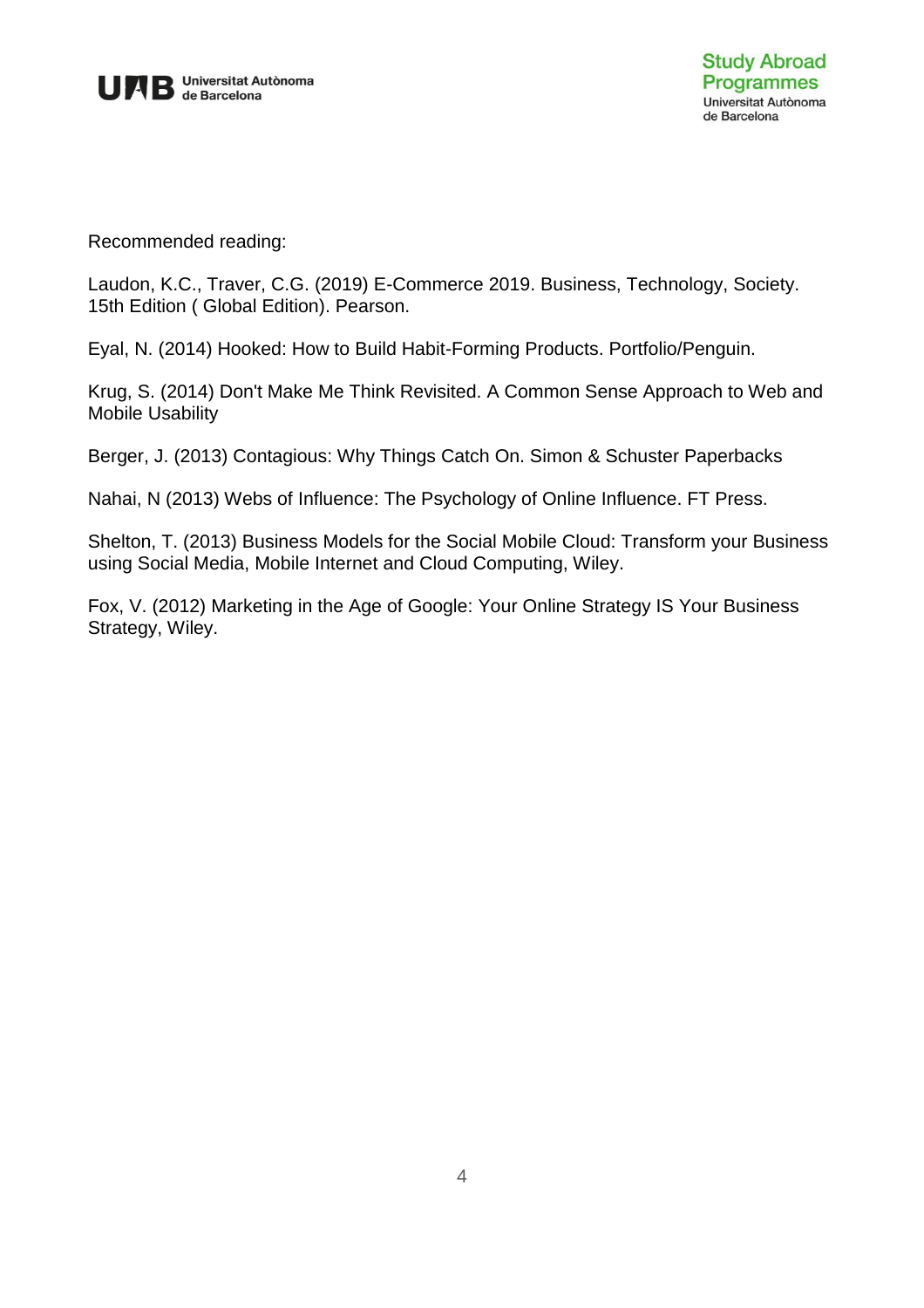Recommended reading:

Laudon, K.C., Traver, C.G. (2019) E-Commerce 2019. Business, Technology, Society. 15th Edition ( Global Edition). Pearson.

Eyal, N. (2014) Hooked: How to Build Habit-Forming Products. Portfolio/Penguin.

Krug, S. (2014) Don't Make Me Think Revisited. A Common Sense Approach to Web and Mobile Usability

Berger, J. (2013) Contagious: Why Things Catch On. Simon & Schuster Paperbacks

Nahai, N (2013) Webs of Influence: The Psychology of Online Influence. FT Press.

Shelton, T. (2013) Business Models for the Social Mobile Cloud: Transform your Business using Social Media, Mobile Internet and Cloud Computing, Wiley.

Fox, V. (2012) Marketing in the Age of Google: Your Online Strategy IS Your Business Strategy, Wiley.